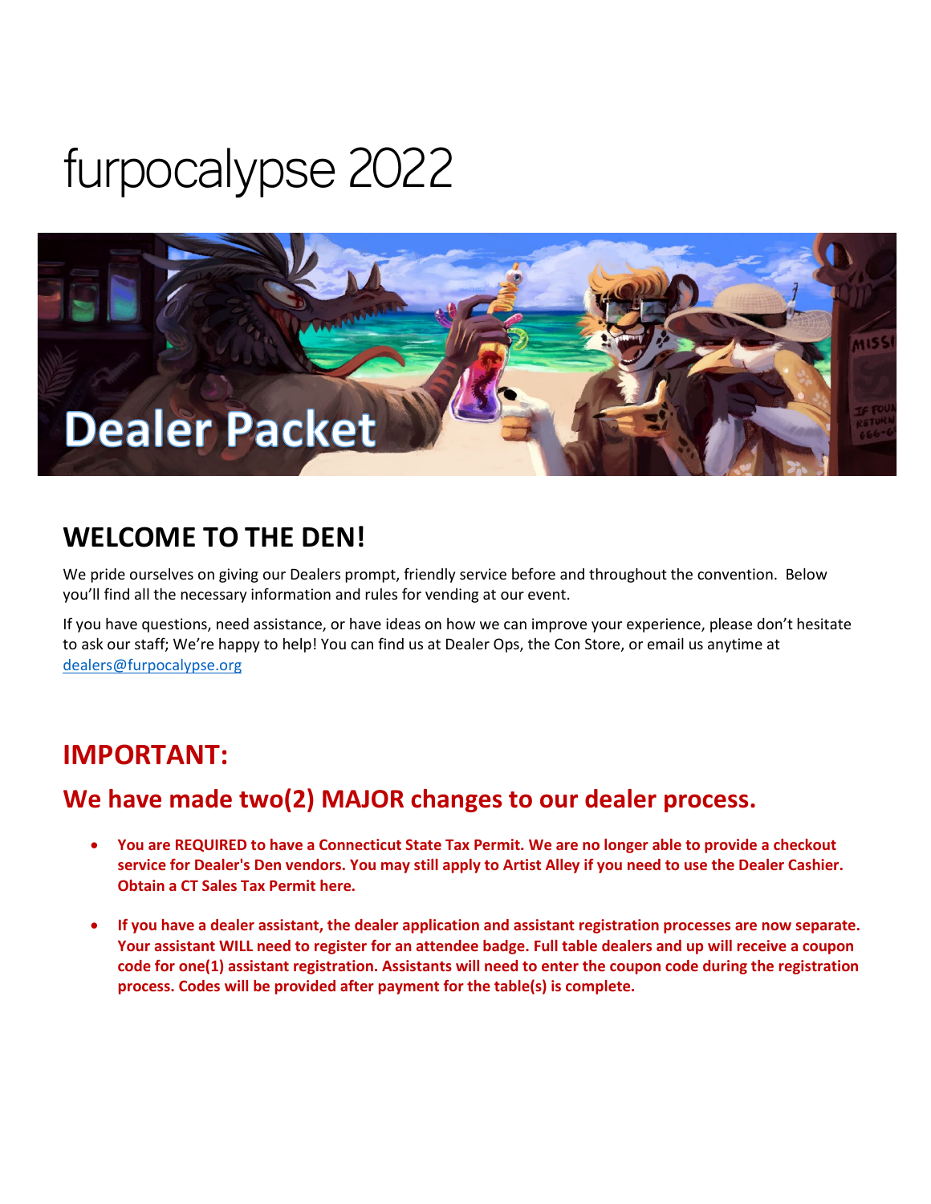# furpocalypse 2022

Dealer Packet

## WELCOME TO THE DEN!

We pride ourselves on giving our Dealers prompt, friendly service before and throughout the convention. Below you'll find all the necessary information and rules for vending at our event.

If you have questions, need assistance, or have ideas on how we can improve your experience, please don't hesitate to ask our staff; We're happy to help! You can find us at Dealer Ops, the Con Store, or email us anytime at dealers@furpocalypse.org

## IMPORTANT:

### We have made two(2) MAJOR changes to our dealer process.

- **You are REQUIRED to have a Connecticut State Tax Permit. We are no longer able to provide a checkout service for Dealer's Den vendors. You may still apply to Artist Alley if you need to use the Dealer Cashier. Obtain a CT Sales Tax Permit here.**
- **If you have a dealer assistant, the dealer application and assistant registration processes are now separate. Your assistant WILL need to register for an attendee badge. Full table dealers and up will receive a coupon code for one(1) assistant registration. Assistants will need to enter the coupon code during the registration process. Codes will be provided after payment for the table(s) is complete.**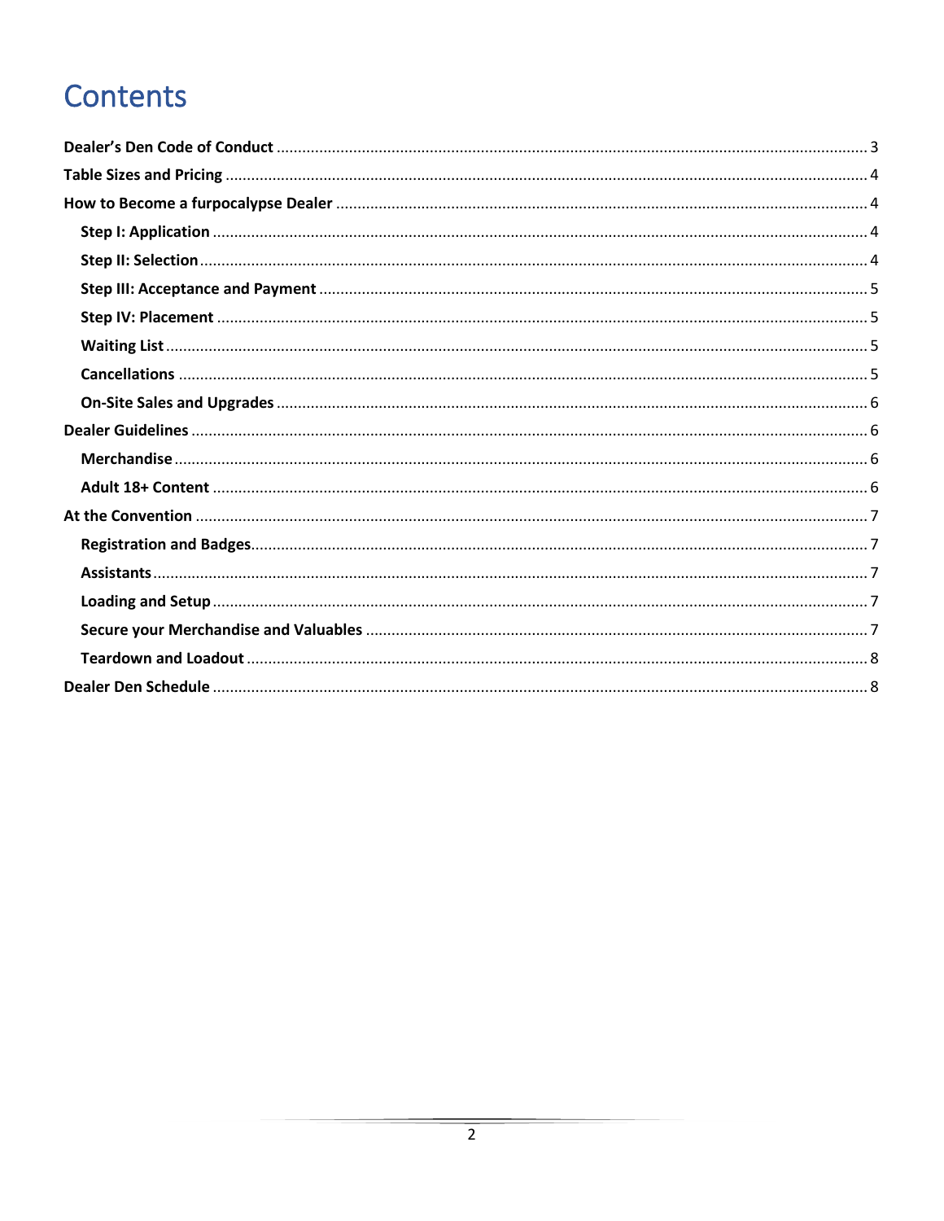# Contents

**Dealer's Den Code of Conduct** ........................................................................................................ 3

**Table Sizes and Pricing** ........................................................................................................ 4

**How to Become a furpocalypse Dealer** ........................................................................................................ 4

- **Step I: Application** ........................................................................................................ 4
- **Step II: Selection** ........................................................................................................ 4
- **Step III: Acceptance and Payment** ........................................................................................................ 5
- **Step IV: Placement** ........................................................................................................ 5
- **Waiting List** ........................................................................................................ 5
- **Cancellations** ........................................................................................................ 5
- **On-Site Sales and Upgrades** ........................................................................................................ 6

**Dealer Guidelines** ........................................................................................................ 6

- **Merchandise** ........................................................................................................ 6
- **Adult 18+ Content** ........................................................................................................ 6

**At the Convention** ........................................................................................................ 7

- **Registration and Badges** ........................................................................................................ 7
- **Assistants** ........................................................................................................ 7
- **Loading and Setup** ........................................................................................................ 7
- **Secure your Merchandise and Valuables** ........................................................................................................ 7
- **Teardown and Loadout** ........................................................................................................ 8

**Dealer Den Schedule** ........................................................................................................ 8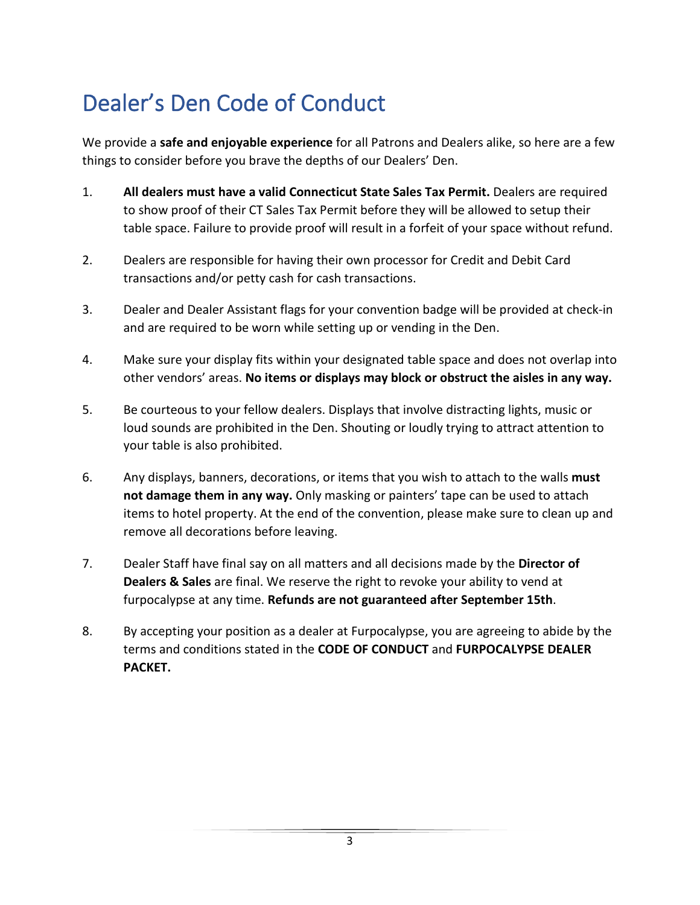# Dealer's Den Code of Conduct

We provide a **safe and enjoyable experience** for all Patrons and Dealers alike, so here are a few things to consider before you brave the depths of our Dealers' Den.

1. **All dealers must have a valid Connecticut State Sales Tax Permit.** Dealers are required to show proof of their CT Sales Tax Permit before they will be allowed to setup their table space. Failure to provide proof will result in a forfeit of your space without refund.

2. Dealers are responsible for having their own processor for Credit and Debit Card transactions and/or petty cash for cash transactions.

3. Dealer and Dealer Assistant flags for your convention badge will be provided at check-in and are required to be worn while setting up or vending in the Den.

4. Make sure your display fits within your designated table space and does not overlap into other vendors' areas. **No items or displays may block or obstruct the aisles in any way.**

5. Be courteous to your fellow dealers. Displays that involve distracting lights, music or loud sounds are prohibited in the Den. Shouting or loudly trying to attract attention to your table is also prohibited.

6. Any displays, banners, decorations, or items that you wish to attach to the walls **must not damage them in any way.** Only masking or painters' tape can be used to attach items to hotel property. At the end of the convention, please make sure to clean up and remove all decorations before leaving.

7. Dealer Staff have final say on all matters and all decisions made by the **Director of Dealers & Sales** are final. We reserve the right to revoke your ability to vend at furpocalypse at any time. **Refunds are not guaranteed after September 15th**.

8. By accepting your position as a dealer at Furpocalypse, you are agreeing to abide by the terms and conditions stated in the **CODE OF CONDUCT** and **FURPOCALYPSE DEALER PACKET.**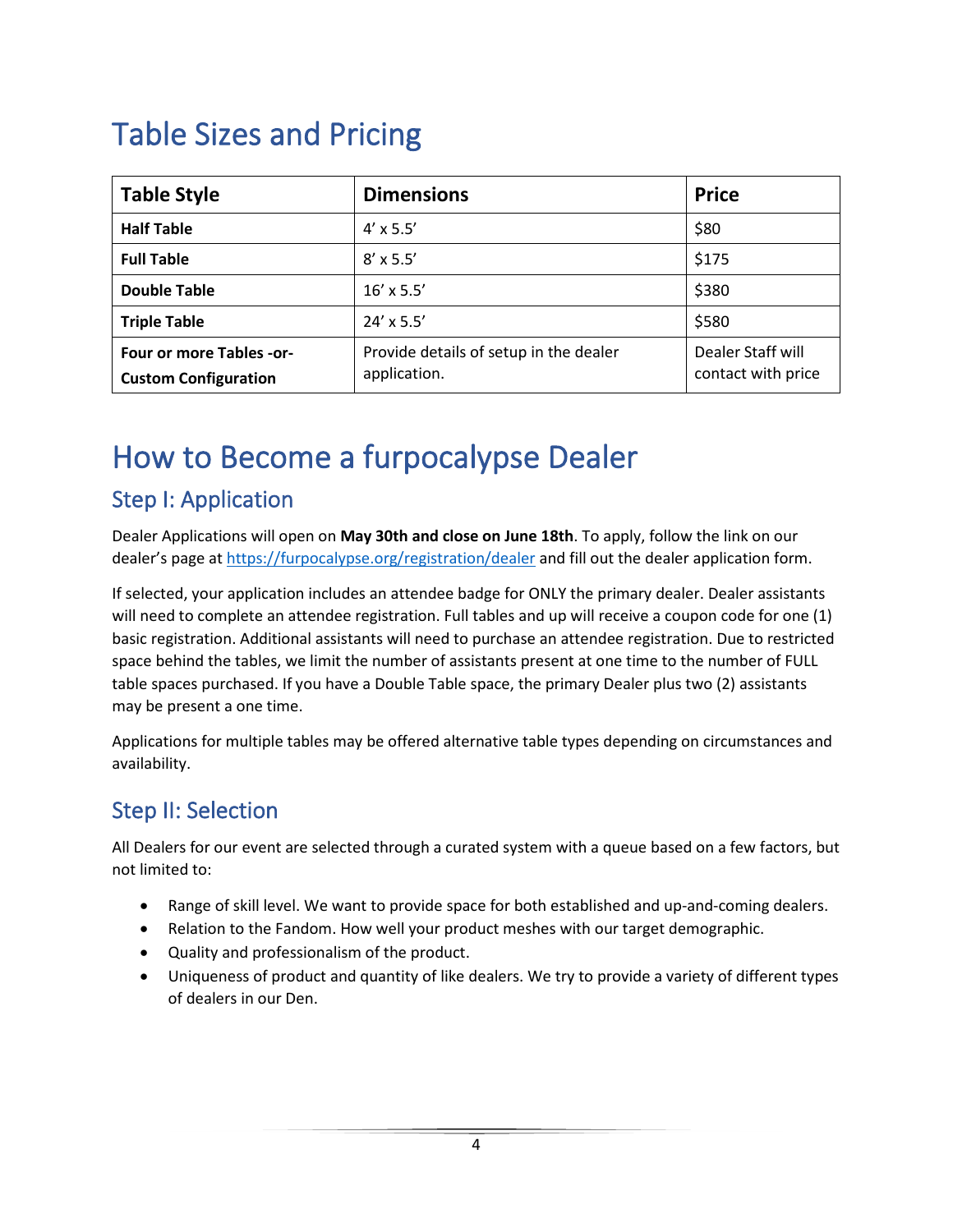# Table Sizes and Pricing

| Table Style | Dimensions | Price |
|---|---|---|
| **Half Table** | 4' x 5.5' | $80 |
| **Full Table** | 8' x 5.5' | $175 |
| **Double Table** | 16' x 5.5' | $380 |
| **Triple Table** | 24' x 5.5' | $580 |
| **Four or more Tables -or- Custom Configuration** | Provide details of setup in the dealer application. | Dealer Staff will contact with price |

# How to Become a furpocalypse Dealer

## Step I: Application

Dealer Applications will open on **May 30th and close on June 18th**. To apply, follow the link on our dealer's page at https://furpocalypse.org/registration/dealer and fill out the dealer application form.

If selected, your application includes an attendee badge for ONLY the primary dealer. Dealer assistants will need to complete an attendee registration. Full tables and up will receive a coupon code for one (1) basic registration. Additional assistants will need to purchase an attendee registration. Due to restricted space behind the tables, we limit the number of assistants present at one time to the number of FULL table spaces purchased. If you have a Double Table space, the primary Dealer plus two (2) assistants may be present a one time.

Applications for multiple tables may be offered alternative table types depending on circumstances and availability.

## Step II: Selection

All Dealers for our event are selected through a curated system with a queue based on a few factors, but not limited to:

- Range of skill level. We want to provide space for both established and up-and-coming dealers.
- Relation to the Fandom. How well your product meshes with our target demographic.
- Quality and professionalism of the product.
- Uniqueness of product and quantity of like dealers. We try to provide a variety of different types of dealers in our Den.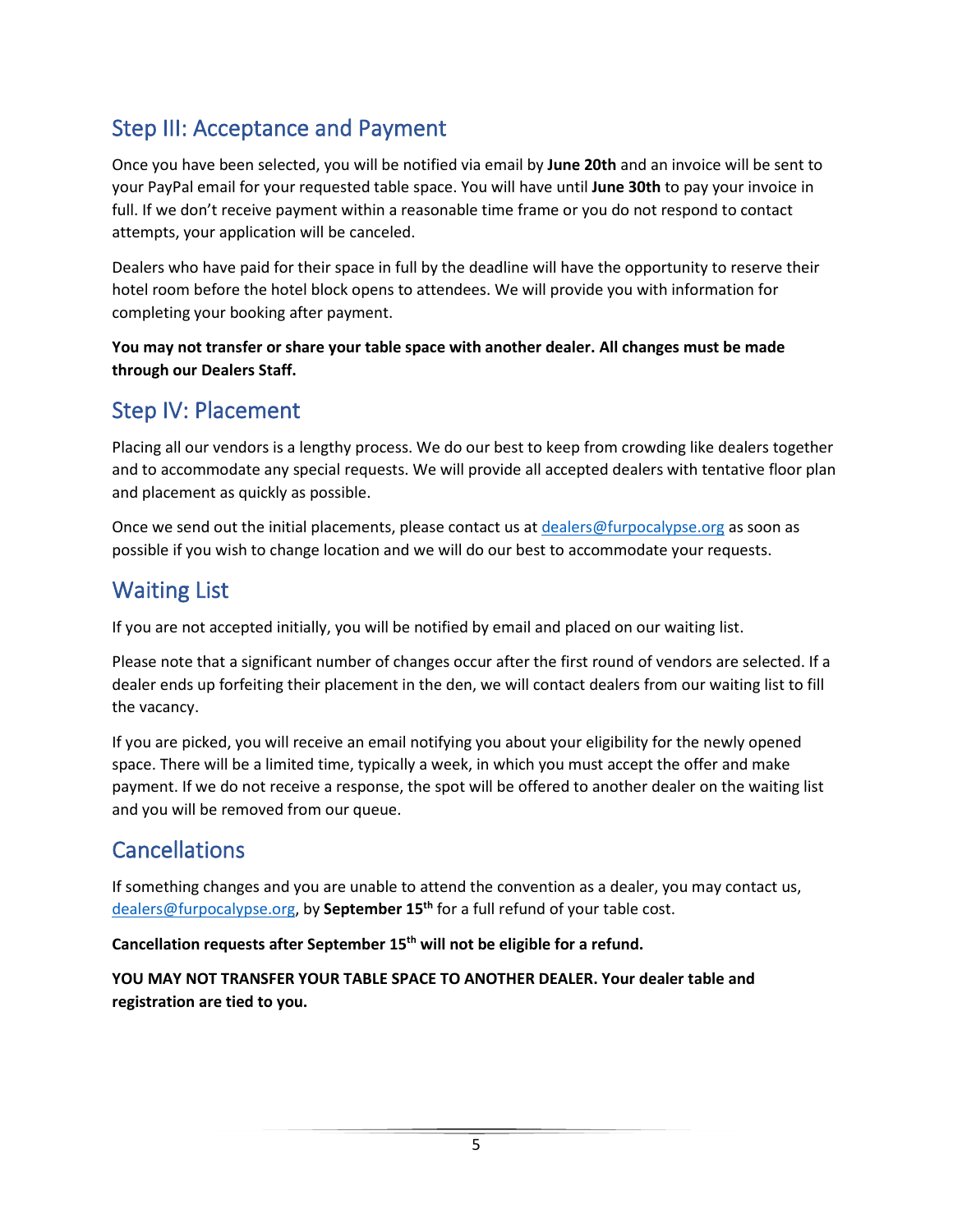## Step III: Acceptance and Payment

Once you have been selected, you will be notified via email by **June 20th** and an invoice will be sent to your PayPal email for your requested table space. You will have until **June 30th** to pay your invoice in full. If we don't receive payment within a reasonable time frame or you do not respond to contact attempts, your application will be canceled.

Dealers who have paid for their space in full by the deadline will have the opportunity to reserve their hotel room before the hotel block opens to attendees. We will provide you with information for completing your booking after payment.

**You may not transfer or share your table space with another dealer. All changes must be made through our Dealers Staff.**

## Step IV: Placement

Placing all our vendors is a lengthy process. We do our best to keep from crowding like dealers together and to accommodate any special requests. We will provide all accepted dealers with tentative floor plan and placement as quickly as possible.

Once we send out the initial placements, please contact us at dealers@furpocalypse.org as soon as possible if you wish to change location and we will do our best to accommodate your requests.

## Waiting List

If you are not accepted initially, you will be notified by email and placed on our waiting list.

Please note that a significant number of changes occur after the first round of vendors are selected. If a dealer ends up forfeiting their placement in the den, we will contact dealers from our waiting list to fill the vacancy.

If you are picked, you will receive an email notifying you about your eligibility for the newly opened space. There will be a limited time, typically a week, in which you must accept the offer and make payment. If we do not receive a response, the spot will be offered to another dealer on the waiting list and you will be removed from our queue.

## Cancellations

If something changes and you are unable to attend the convention as a dealer, you may contact us, dealers@furpocalypse.org, by **September 15th** for a full refund of your table cost.

**Cancellation requests after September 15th will not be eligible for a refund.**

**YOU MAY NOT TRANSFER YOUR TABLE SPACE TO ANOTHER DEALER. Your dealer table and registration are tied to you.**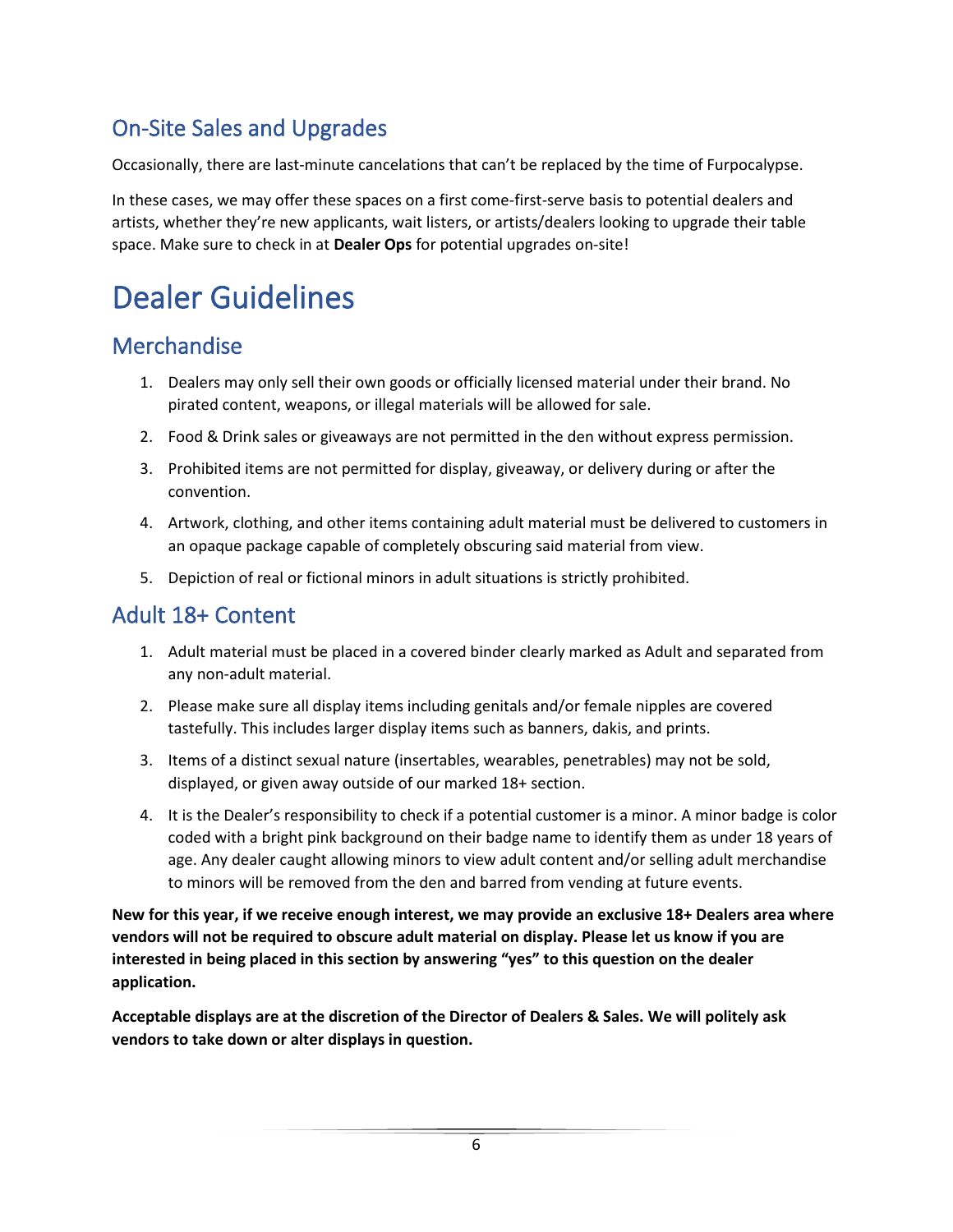## On-Site Sales and Upgrades

Occasionally, there are last-minute cancelations that can't be replaced by the time of Furpocalypse.

In these cases, we may offer these spaces on a first come-first-serve basis to potential dealers and artists, whether they're new applicants, wait listers, or artists/dealers looking to upgrade their table space. Make sure to check in at **Dealer Ops** for potential upgrades on-site!

# Dealer Guidelines

## Merchandise

1. Dealers may only sell their own goods or officially licensed material under their brand. No pirated content, weapons, or illegal materials will be allowed for sale.
2. Food & Drink sales or giveaways are not permitted in the den without express permission.
3. Prohibited items are not permitted for display, giveaway, or delivery during or after the convention.
4. Artwork, clothing, and other items containing adult material must be delivered to customers in an opaque package capable of completely obscuring said material from view.
5. Depiction of real or fictional minors in adult situations is strictly prohibited.

## Adult 18+ Content

1. Adult material must be placed in a covered binder clearly marked as Adult and separated from any non-adult material.
2. Please make sure all display items including genitals and/or female nipples are covered tastefully. This includes larger display items such as banners, dakis, and prints.
3. Items of a distinct sexual nature (insertables, wearables, penetrables) may not be sold, displayed, or given away outside of our marked 18+ section.
4. It is the Dealer's responsibility to check if a potential customer is a minor. A minor badge is color coded with a bright pink background on their badge name to identify them as under 18 years of age. Any dealer caught allowing minors to view adult content and/or selling adult merchandise to minors will be removed from the den and barred from vending at future events.

**New for this year, if we receive enough interest, we may provide an exclusive 18+ Dealers area where vendors will not be required to obscure adult material on display. Please let us know if you are interested in being placed in this section by answering "yes" to this question on the dealer application.**

**Acceptable displays are at the discretion of the Director of Dealers & Sales. We will politely ask vendors to take down or alter displays in question.**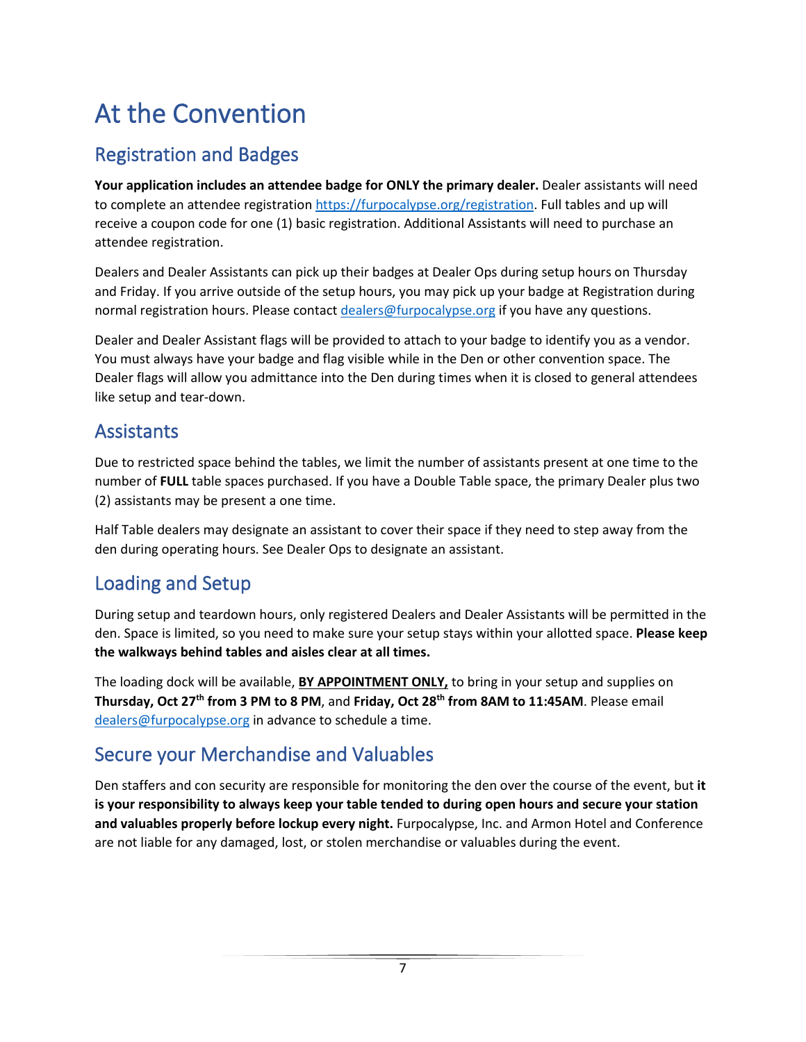# At the Convention

## Registration and Badges

**Your application includes an attendee badge for ONLY the primary dealer.** Dealer assistants will need to complete an attendee registration https://furpocalypse.org/registration. Full tables and up will receive a coupon code for one (1) basic registration. Additional Assistants will need to purchase an attendee registration.

Dealers and Dealer Assistants can pick up their badges at Dealer Ops during setup hours on Thursday and Friday. If you arrive outside of the setup hours, you may pick up your badge at Registration during normal registration hours. Please contact dealers@furpocalypse.org if you have any questions.

Dealer and Dealer Assistant flags will be provided to attach to your badge to identify you as a vendor. You must always have your badge and flag visible while in the Den or other convention space. The Dealer flags will allow you admittance into the Den during times when it is closed to general attendees like setup and tear-down.

## Assistants

Due to restricted space behind the tables, we limit the number of assistants present at one time to the number of **FULL** table spaces purchased. If you have a Double Table space, the primary Dealer plus two (2) assistants may be present a one time.

Half Table dealers may designate an assistant to cover their space if they need to step away from the den during operating hours. See Dealer Ops to designate an assistant.

## Loading and Setup

During setup and teardown hours, only registered Dealers and Dealer Assistants will be permitted in the den. Space is limited, so you need to make sure your setup stays within your allotted space. **Please keep the walkways behind tables and aisles clear at all times.**

The loading dock will be available, **BY APPOINTMENT ONLY,** to bring in your setup and supplies on **Thursday, Oct 27th from 3 PM to 8 PM**, and **Friday, Oct 28th from 8AM to 11:45AM**. Please email dealers@furpocalypse.org in advance to schedule a time.

## Secure your Merchandise and Valuables

Den staffers and con security are responsible for monitoring the den over the course of the event, but **it is your responsibility to always keep your table tended to during open hours and secure your station and valuables properly before lockup every night.** Furpocalypse, Inc. and Armon Hotel and Conference are not liable for any damaged, lost, or stolen merchandise or valuables during the event.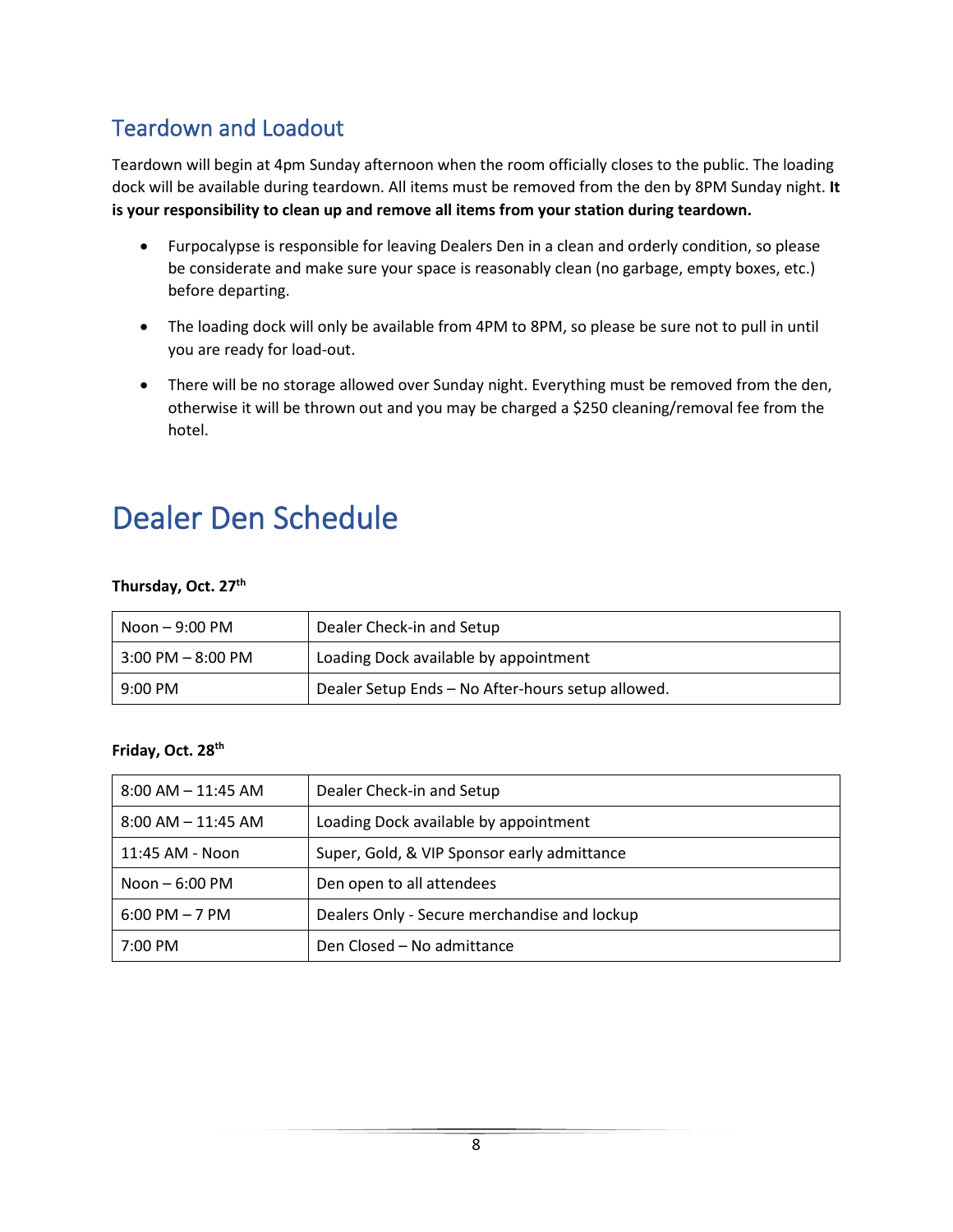## Teardown and Loadout

Teardown will begin at 4pm Sunday afternoon when the room officially closes to the public. The loading dock will be available during teardown. All items must be removed from the den by 8PM Sunday night. **It is your responsibility to clean up and remove all items from your station during teardown.**

- Furpocalypse is responsible for leaving Dealers Den in a clean and orderly condition, so please be considerate and make sure your space is reasonably clean (no garbage, empty boxes, etc.) before departing.
- The loading dock will only be available from 4PM to 8PM, so please be sure not to pull in until you are ready for load-out.
- There will be no storage allowed over Sunday night. Everything must be removed from the den, otherwise it will be thrown out and you may be charged a $250 cleaning/removal fee from the hotel.

# Dealer Den Schedule

**Thursday, Oct. 27th**

| | |
|---|---|
| Noon – 9:00 PM | Dealer Check-in and Setup |
| 3:00 PM – 8:00 PM | Loading Dock available by appointment |
| 9:00 PM | Dealer Setup Ends – No After-hours setup allowed. |

**Friday, Oct. 28th**

| | |
|---|---|
| 8:00 AM – 11:45 AM | Dealer Check-in and Setup |
| 8:00 AM – 11:45 AM | Loading Dock available by appointment |
| 11:45 AM - Noon | Super, Gold, & VIP Sponsor early admittance |
| Noon – 6:00 PM | Den open to all attendees |
| 6:00 PM – 7 PM | Dealers Only - Secure merchandise and lockup |
| 7:00 PM | Den Closed – No admittance |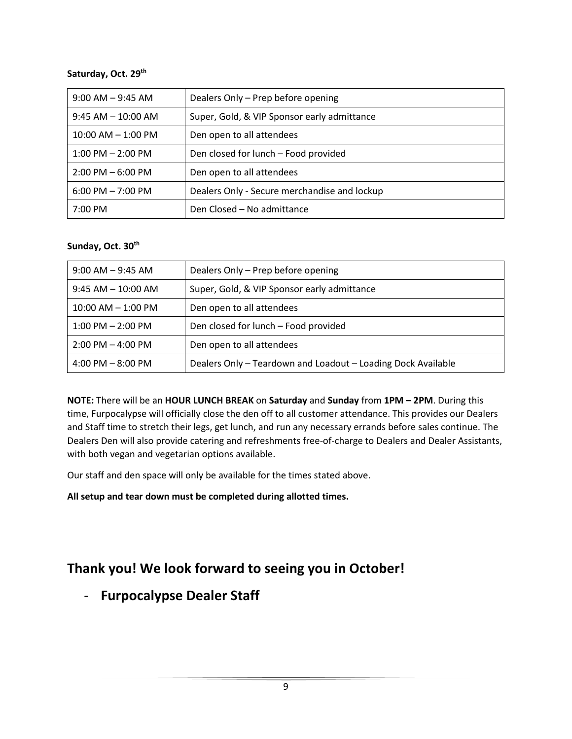**Saturday, Oct. 29th**

| | |
|---|---|
| 9:00 AM – 9:45 AM | Dealers Only – Prep before opening |
| 9:45 AM – 10:00 AM | Super, Gold, & VIP Sponsor early admittance |
| 10:00 AM – 1:00 PM | Den open to all attendees |
| 1:00 PM – 2:00 PM | Den closed for lunch – Food provided |
| 2:00 PM – 6:00 PM | Den open to all attendees |
| 6:00 PM – 7:00 PM | Dealers Only - Secure merchandise and lockup |
| 7:00 PM | Den Closed – No admittance |

**Sunday, Oct. 30th**

| | |
|---|---|
| 9:00 AM – 9:45 AM | Dealers Only – Prep before opening |
| 9:45 AM – 10:00 AM | Super, Gold, & VIP Sponsor early admittance |
| 10:00 AM – 1:00 PM | Den open to all attendees |
| 1:00 PM – 2:00 PM | Den closed for lunch – Food provided |
| 2:00 PM – 4:00 PM | Den open to all attendees |
| 4:00 PM – 8:00 PM | Dealers Only – Teardown and Loadout – Loading Dock Available |

**NOTE:** There will be an **HOUR LUNCH BREAK** on **Saturday** and **Sunday** from **1PM – 2PM**. During this time, Furpocalypse will officially close the den off to all customer attendance. This provides our Dealers and Staff time to stretch their legs, get lunch, and run any necessary errands before sales continue. The Dealers Den will also provide catering and refreshments free-of-charge to Dealers and Dealer Assistants, with both vegan and vegetarian options available.

Our staff and den space will only be available for the times stated above.

**All setup and tear down must be completed during allotted times.**

## Thank you! We look forward to seeing you in October!

- **Furpocalypse Dealer Staff**